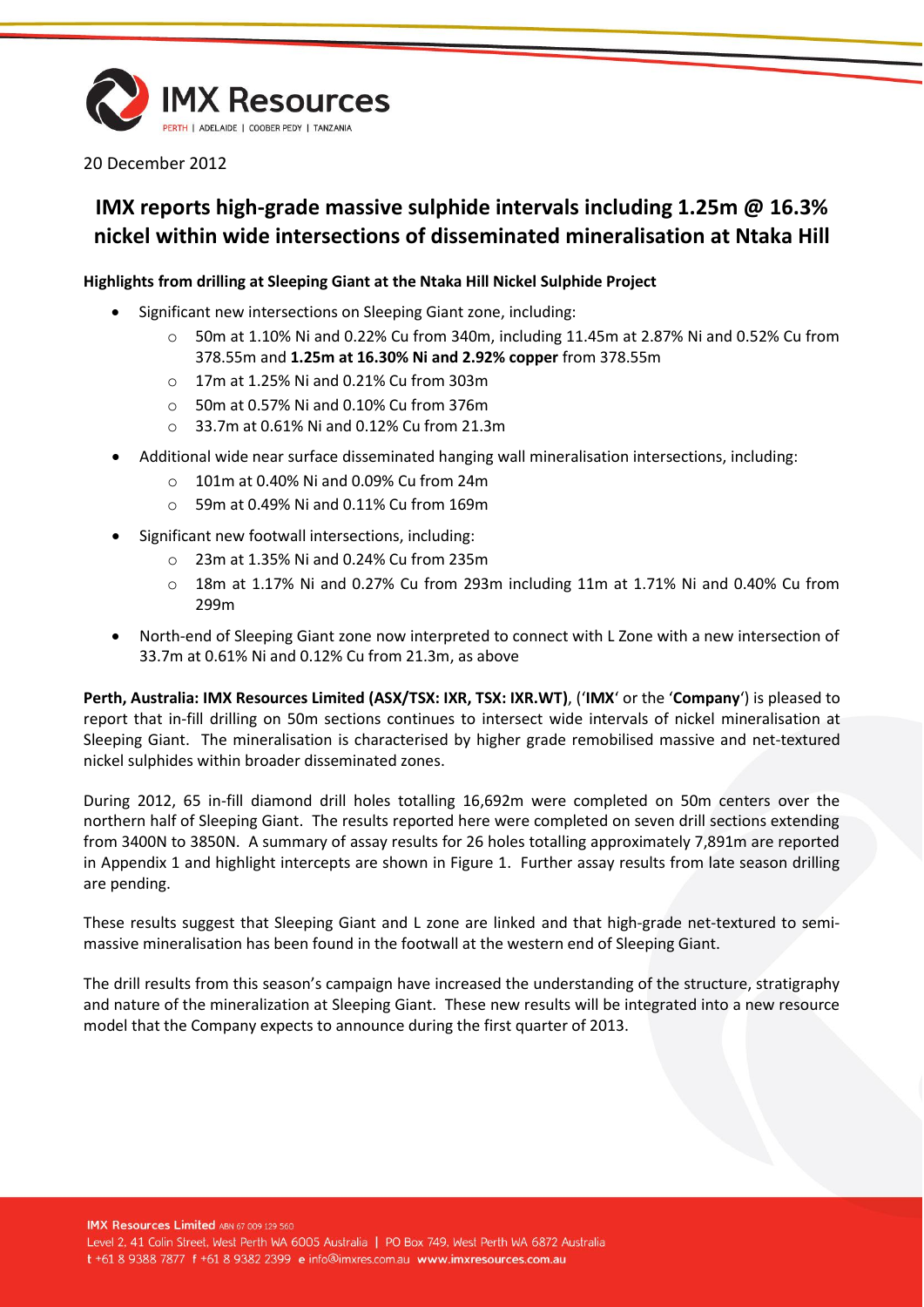20 December 2012

# IMX reports high-grade massive sulphide intervals including 1.25m @ 16.3% nickel within wide intersections of disseminated mineralisation at Ntaka Hill

**Highlights from drilling at Sleeping Giant at the Ntaka Hill Nickel Sulphide Project**

- Significant new intersections on Sleeping Giant zone, including:
  - 50m at 1.10% Ni and 0.22% Cu from 340m, including 11.45m at 2.87% Ni and 0.52% Cu from 378.55m and **1.25m at 16.30% Ni and 2.92% copper** from 378.55m
  - 17m at 1.25% Ni and 0.21% Cu from 303m
  - 50m at 0.57% Ni and 0.10% Cu from 376m
  - 33.7m at 0.61% Ni and 0.12% Cu from 21.3m
- Additional wide near surface disseminated hanging wall mineralisation intersections, including:
  - 101m at 0.40% Ni and 0.09% Cu from 24m
  - 59m at 0.49% Ni and 0.11% Cu from 169m
- Significant new footwall intersections, including:
  - 23m at 1.35% Ni and 0.24% Cu from 235m
  - 18m at 1.17% Ni and 0.27% Cu from 293m including 11m at 1.71% Ni and 0.40% Cu from 299m
- North-end of Sleeping Giant zone now interpreted to connect with L Zone with a new intersection of 33.7m at 0.61% Ni and 0.12% Cu from 21.3m, as above

**Perth, Australia: IMX Resources Limited (ASX/TSX: IXR, TSX: IXR.WT)**, ('**IMX**' or the '**Company**') is pleased to report that in-fill drilling on 50m sections continues to intersect wide intervals of nickel mineralisation at Sleeping Giant. The mineralisation is characterised by higher grade remobilised massive and net-textured nickel sulphides within broader disseminated zones.

During 2012, 65 in-fill diamond drill holes totalling 16,692m were completed on 50m centers over the northern half of Sleeping Giant. The results reported here were completed on seven drill sections extending from 3400N to 3850N. A summary of assay results for 26 holes totalling approximately 7,891m are reported in Appendix 1 and highlight intercepts are shown in Figure 1. Further assay results from late season drilling are pending.

These results suggest that Sleeping Giant and L zone are linked and that high-grade net-textured to semi-massive mineralisation has been found in the footwall at the western end of Sleeping Giant.

The drill results from this season's campaign have increased the understanding of the structure, stratigraphy and nature of the mineralization at Sleeping Giant. These new results will be integrated into a new resource model that the Company expects to announce during the first quarter of 2013.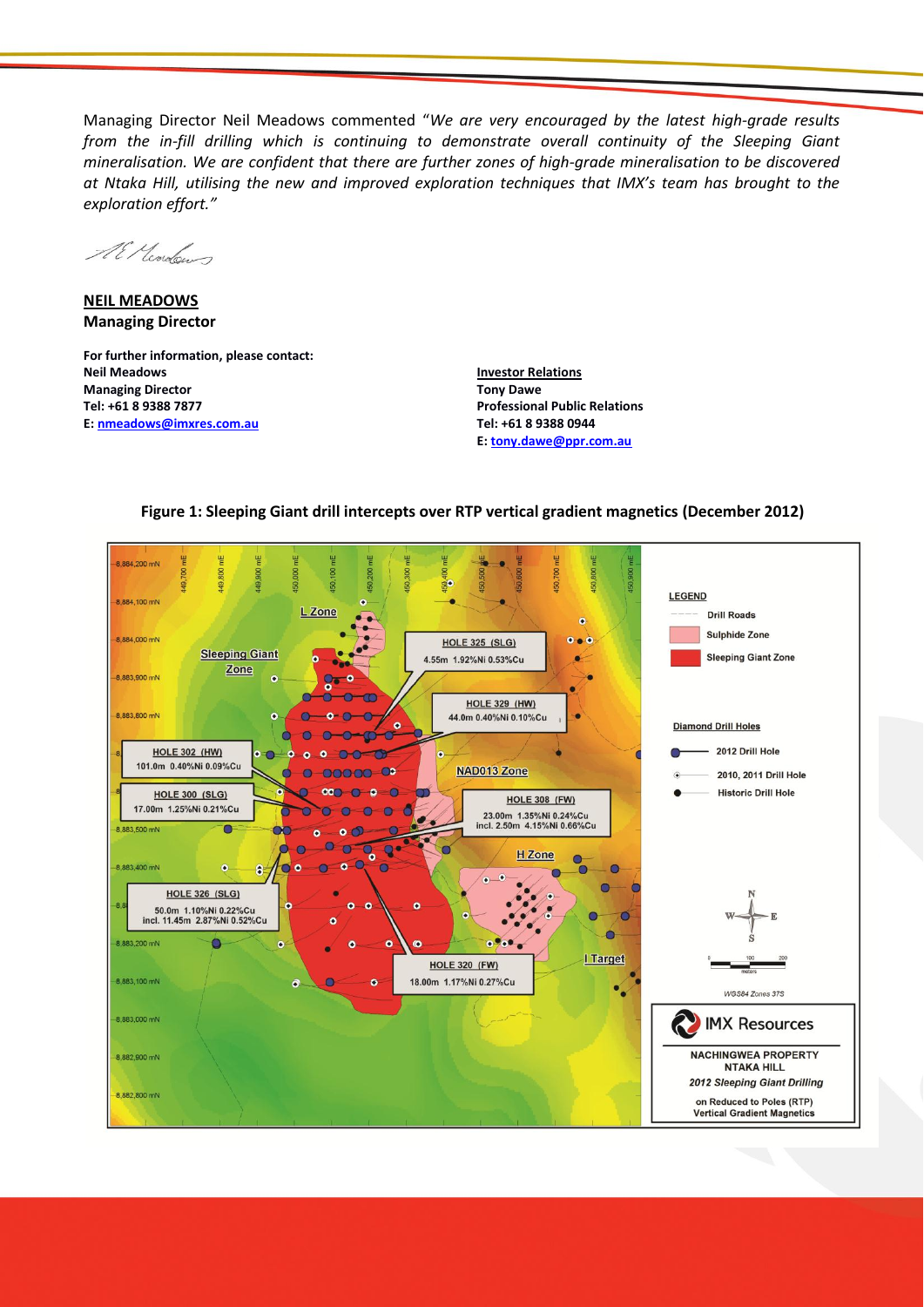Managing Director Neil Meadows commented "*We are very encouraged by the latest high-grade results from the in-fill drilling which is continuing to demonstrate overall continuity of the Sleeping Giant mineralisation. We are confident that there are further zones of high-grade mineralisation to be discovered at Ntaka Hill, utilising the new and improved exploration techniques that IMX's team has brought to the exploration effort.*"

**NEIL MEADOWS**
**Managing Director**

**For further information, please contact:**

**Neil Meadows**
**Managing Director**
**Tel: +61 8 9388 7877**
**E: nmeadows@imxres.com.au**

**Investor Relations**
**Tony Dawe**
**Professional Public Relations**
**Tel: +61 8 9388 0944**
**E: tony.dawe@ppr.com.au**

**Figure 1: Sleeping Giant drill intercepts over RTP vertical gradient magnetics (December 2012)**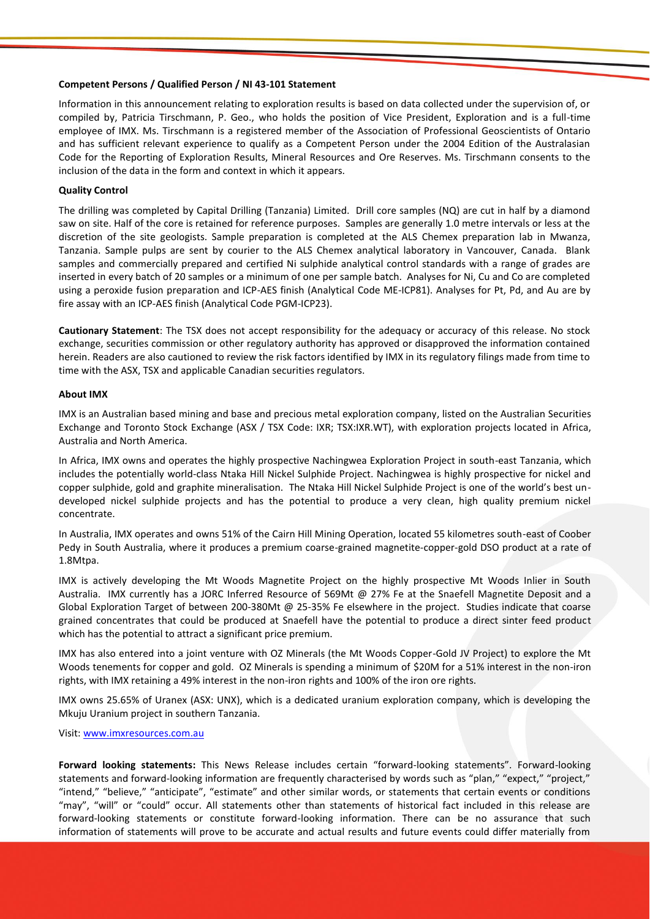**Competent Persons / Qualified Person / NI 43-101 Statement**

Information in this announcement relating to exploration results is based on data collected under the supervision of, or compiled by, Patricia Tirschmann, P. Geo., who holds the position of Vice President, Exploration and is a full-time employee of IMX. Ms. Tirschmann is a registered member of the Association of Professional Geoscientists of Ontario and has sufficient relevant experience to qualify as a Competent Person under the 2004 Edition of the Australasian Code for the Reporting of Exploration Results, Mineral Resources and Ore Reserves. Ms. Tirschmann consents to the inclusion of the data in the form and context in which it appears.

**Quality Control**

The drilling was completed by Capital Drilling (Tanzania) Limited. Drill core samples (NQ) are cut in half by a diamond saw on site. Half of the core is retained for reference purposes. Samples are generally 1.0 metre intervals or less at the discretion of the site geologists. Sample preparation is completed at the ALS Chemex preparation lab in Mwanza, Tanzania. Sample pulps are sent by courier to the ALS Chemex analytical laboratory in Vancouver, Canada. Blank samples and commercially prepared and certified Ni sulphide analytical control standards with a range of grades are inserted in every batch of 20 samples or a minimum of one per sample batch. Analyses for Ni, Cu and Co are completed using a peroxide fusion preparation and ICP-AES finish (Analytical Code ME-ICP81). Analyses for Pt, Pd, and Au are by fire assay with an ICP-AES finish (Analytical Code PGM-ICP23).

**Cautionary Statement**: The TSX does not accept responsibility for the adequacy or accuracy of this release. No stock exchange, securities commission or other regulatory authority has approved or disapproved the information contained herein. Readers are also cautioned to review the risk factors identified by IMX in its regulatory filings made from time to time with the ASX, TSX and applicable Canadian securities regulators.

**About IMX**

IMX is an Australian based mining and base and precious metal exploration company, listed on the Australian Securities Exchange and Toronto Stock Exchange (ASX / TSX Code: IXR; TSX:IXR.WT), with exploration projects located in Africa, Australia and North America.

In Africa, IMX owns and operates the highly prospective Nachingwea Exploration Project in south-east Tanzania, which includes the potentially world-class Ntaka Hill Nickel Sulphide Project. Nachingwea is highly prospective for nickel and copper sulphide, gold and graphite mineralisation. The Ntaka Hill Nickel Sulphide Project is one of the world's best un-developed nickel sulphide projects and has the potential to produce a very clean, high quality premium nickel concentrate.

In Australia, IMX operates and owns 51% of the Cairn Hill Mining Operation, located 55 kilometres south-east of Coober Pedy in South Australia, where it produces a premium coarse-grained magnetite-copper-gold DSO product at a rate of 1.8Mtpa.

IMX is actively developing the Mt Woods Magnetite Project on the highly prospective Mt Woods Inlier in South Australia. IMX currently has a JORC Inferred Resource of 569Mt @ 27% Fe at the Snaefell Magnetite Deposit and a Global Exploration Target of between 200-380Mt @ 25-35% Fe elsewhere in the project. Studies indicate that coarse grained concentrates that could be produced at Snaefell have the potential to produce a direct sinter feed product which has the potential to attract a significant price premium.

IMX has also entered into a joint venture with OZ Minerals (the Mt Woods Copper-Gold JV Project) to explore the Mt Woods tenements for copper and gold. OZ Minerals is spending a minimum of $20M for a 51% interest in the non-iron rights, with IMX retaining a 49% interest in the non-iron rights and 100% of the iron ore rights.

IMX owns 25.65% of Uranex (ASX: UNX), which is a dedicated uranium exploration company, which is developing the Mkuju Uranium project in southern Tanzania.

Visit: www.imxresources.com.au

**Forward looking statements:** This News Release includes certain "forward-looking statements". Forward-looking statements and forward-looking information are frequently characterised by words such as "plan," "expect," "project," "intend," "believe," "anticipate", "estimate" and other similar words, or statements that certain events or conditions "may", "will" or "could" occur. All statements other than statements of historical fact included in this release are forward-looking statements or constitute forward-looking information. There can be no assurance that such information of statements will prove to be accurate and actual results and future events could differ materially from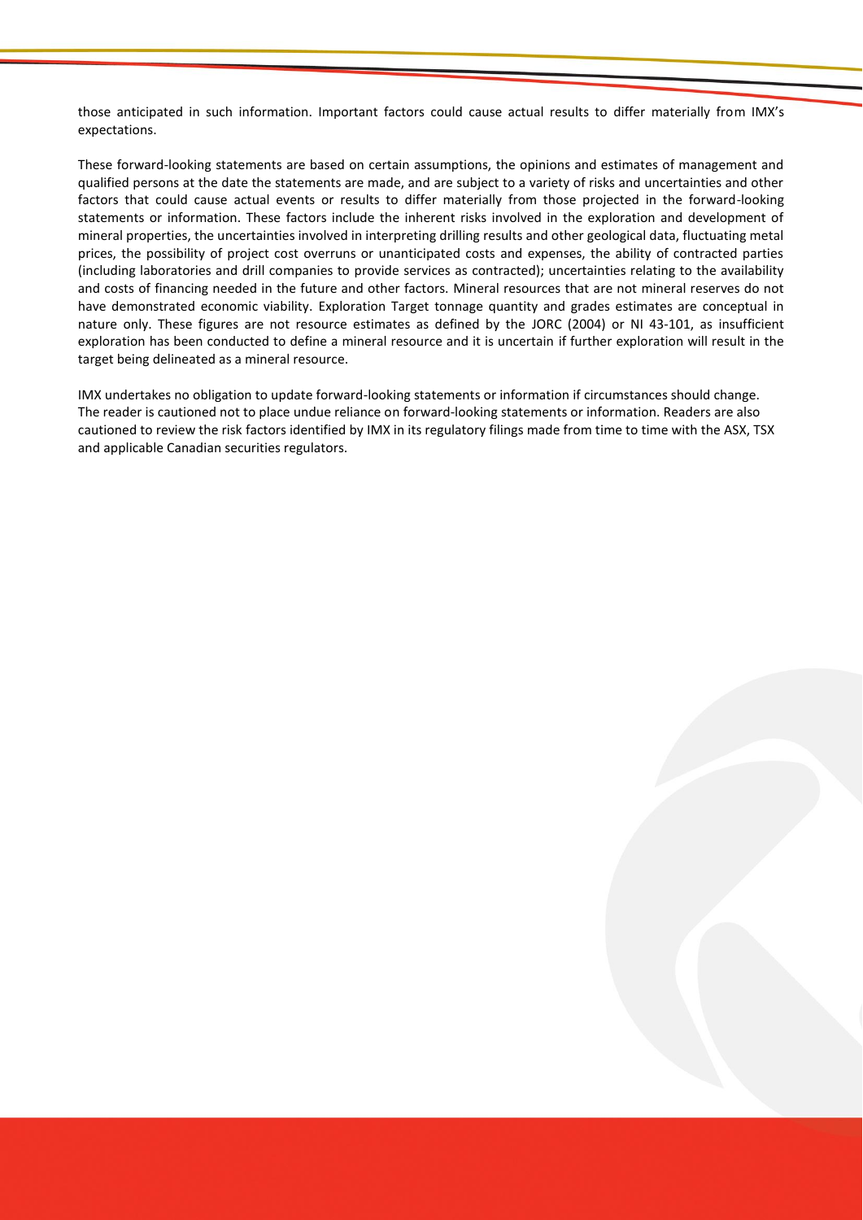those anticipated in such information. Important factors could cause actual results to differ materially from IMX's expectations.

These forward-looking statements are based on certain assumptions, the opinions and estimates of management and qualified persons at the date the statements are made, and are subject to a variety of risks and uncertainties and other factors that could cause actual events or results to differ materially from those projected in the forward-looking statements or information. These factors include the inherent risks involved in the exploration and development of mineral properties, the uncertainties involved in interpreting drilling results and other geological data, fluctuating metal prices, the possibility of project cost overruns or unanticipated costs and expenses, the ability of contracted parties (including laboratories and drill companies to provide services as contracted); uncertainties relating to the availability and costs of financing needed in the future and other factors. Mineral resources that are not mineral reserves do not have demonstrated economic viability. Exploration Target tonnage quantity and grades estimates are conceptual in nature only. These figures are not resource estimates as defined by the JORC (2004) or NI 43-101, as insufficient exploration has been conducted to define a mineral resource and it is uncertain if further exploration will result in the target being delineated as a mineral resource.

IMX undertakes no obligation to update forward-looking statements or information if circumstances should change. The reader is cautioned not to place undue reliance on forward-looking statements or information. Readers are also cautioned to review the risk factors identified by IMX in its regulatory filings made from time to time with the ASX, TSX and applicable Canadian securities regulators.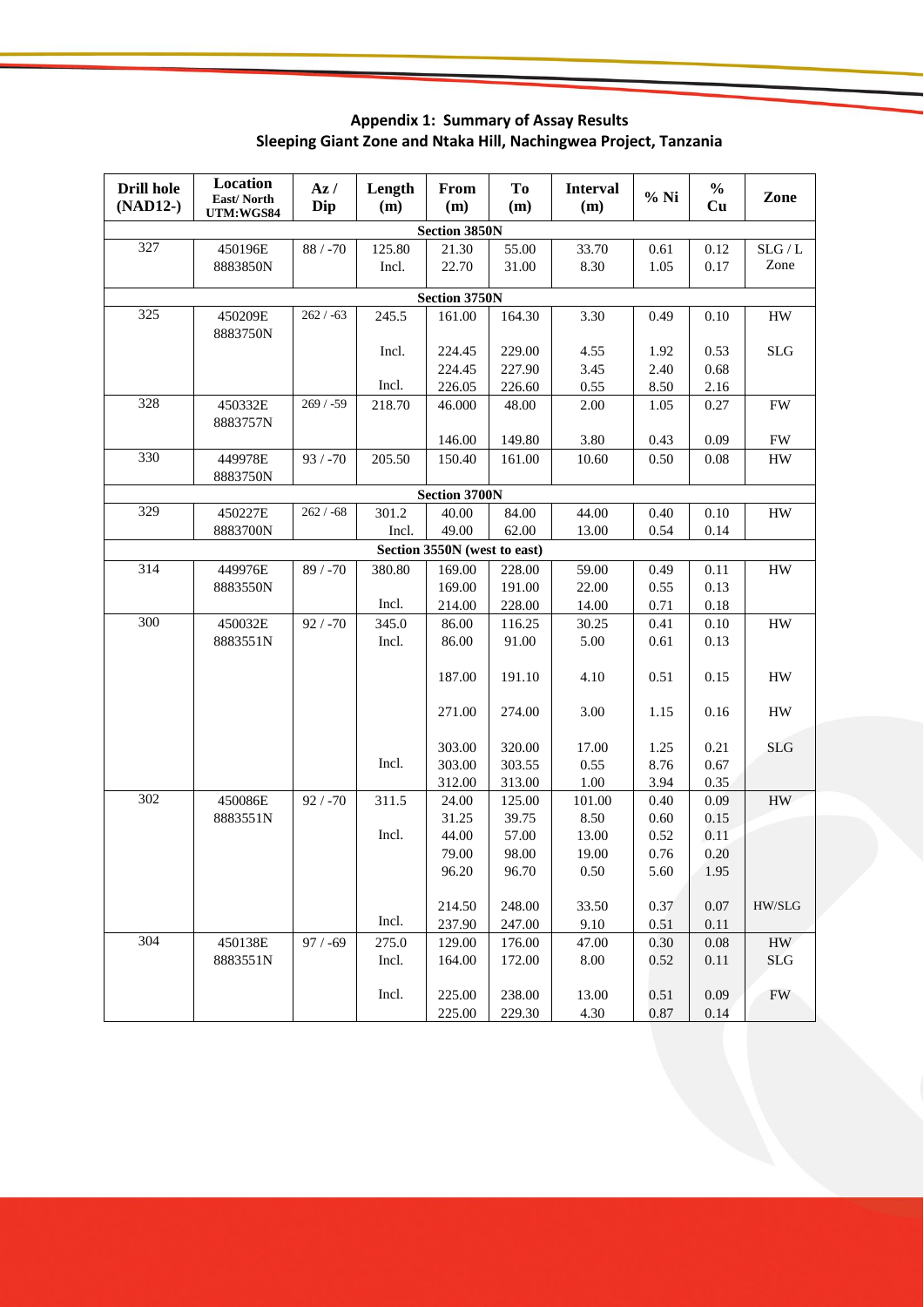**Appendix 1: Summary of Assay Results**
**Sleeping Giant Zone and Ntaka Hill, Nachingwea Project, Tanzania**

| Drill hole (NAD12-) | Location East/ North UTM:WGS84 | Az / Dip | Length (m) | From (m) | To (m) | Interval (m) | % Ni | % Cu | Zone |
|---|---|---|---|---|---|---|---|---|---|
| **Section 3850N** | | | | | | | | | |
| 327 | 450196E 8883850N | 88 / -70 | 125.80 | 21.30 | 55.00 | 33.70 | 0.61 | 0.12 | SLG / L Zone |
| | | | Incl. | 22.70 | 31.00 | 8.30 | 1.05 | 0.17 | |
| **Section 3750N** | | | | | | | | | |
| 325 | 450209E 8883750N | 262 / -63 | 245.5 | 161.00 | 164.30 | 3.30 | 0.49 | 0.10 | HW |
| | | | Incl. | 224.45 | 229.00 | 4.55 | 1.92 | 0.53 | SLG |
| | | | | 224.45 | 227.90 | 3.45 | 2.40 | 0.68 | |
| | | | Incl. | 226.05 | 226.60 | 0.55 | 8.50 | 2.16 | |
| 328 | 450332E 8883757N | 269 / -59 | 218.70 | 46.000 | 48.00 | 2.00 | 1.05 | 0.27 | FW |
| | | | | 146.00 | 149.80 | 3.80 | 0.43 | 0.09 | FW |
| 330 | 449978E 8883750N | 93 / -70 | 205.50 | 150.40 | 161.00 | 10.60 | 0.50 | 0.08 | HW |
| **Section 3700N** | | | | | | | | | |
| 329 | 450227E 8883700N | 262 / -68 | 301.2 | 40.00 | 84.00 | 44.00 | 0.40 | 0.10 | HW |
| | | | Incl. | 49.00 | 62.00 | 13.00 | 0.54 | 0.14 | |
| **Section 3550N (west to east)** | | | | | | | | | |
| 314 | 449976E 8883550N | 89 / -70 | 380.80 | 169.00 | 228.00 | 59.00 | 0.49 | 0.11 | HW |
| | | | | 169.00 | 191.00 | 22.00 | 0.55 | 0.13 | |
| | | | Incl. | 214.00 | 228.00 | 14.00 | 0.71 | 0.18 | |
| 300 | 450032E 8883551N | 92 / -70 | 345.0 | 86.00 | 116.25 | 30.25 | 0.41 | 0.10 | HW |
| | | | Incl. | 86.00 | 91.00 | 5.00 | 0.61 | 0.13 | |
| | | | | 187.00 | 191.10 | 4.10 | 0.51 | 0.15 | HW |
| | | | | 271.00 | 274.00 | 3.00 | 1.15 | 0.16 | HW |
| | | | | 303.00 | 320.00 | 17.00 | 1.25 | 0.21 | SLG |
| | | | Incl. | 303.00 | 303.55 | 0.55 | 8.76 | 0.67 | |
| | | | | 312.00 | 313.00 | 1.00 | 3.94 | 0.35 | |
| 302 | 450086E 8883551N | 92 / -70 | 311.5 | 24.00 | 125.00 | 101.00 | 0.40 | 0.09 | HW |
| | | | | 31.25 | 39.75 | 8.50 | 0.60 | 0.15 | |
| | | | Incl. | 44.00 | 57.00 | 13.00 | 0.52 | 0.11 | |
| | | | | 79.00 | 98.00 | 19.00 | 0.76 | 0.20 | |
| | | | | 96.20 | 96.70 | 0.50 | 5.60 | 1.95 | |
| | | | | 214.50 | 248.00 | 33.50 | 0.37 | 0.07 | HW/SLG |
| | | | Incl. | 237.90 | 247.00 | 9.10 | 0.51 | 0.11 | |
| 304 | 450138E 8883551N | 97 / -69 | 275.0 | 129.00 | 176.00 | 47.00 | 0.30 | 0.08 | HW |
| | | | Incl. | 164.00 | 172.00 | 8.00 | 0.52 | 0.11 | SLG |
| | | | Incl. | 225.00 | 238.00 | 13.00 | 0.51 | 0.09 | FW |
| | | | | 225.00 | 229.30 | 4.30 | 0.87 | 0.14 | |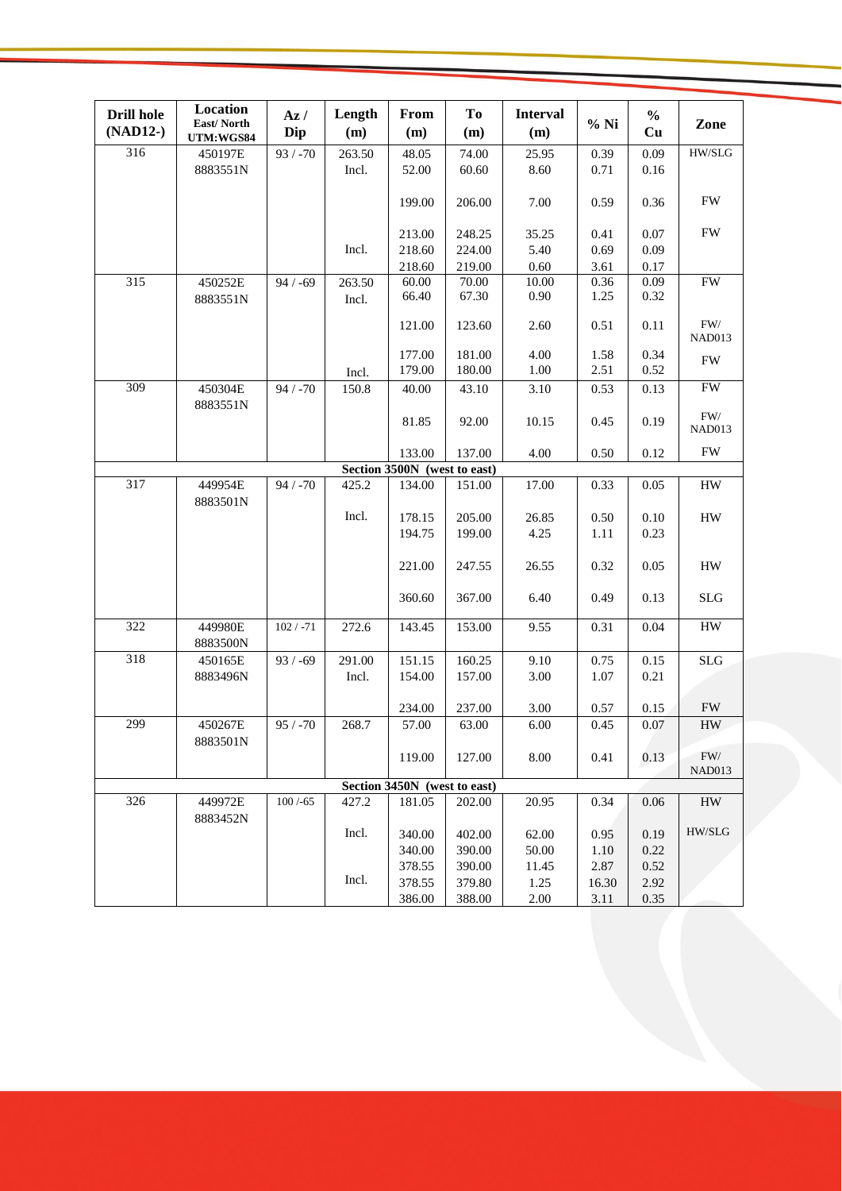| Drill hole (NAD12-) | Location East/ North UTM:WGS84 | Az / Dip | Length (m) | From (m) | To (m) | Interval (m) | % Ni | % Cu | Zone |
|---|---|---|---|---|---|---|---|---|---|
| 316 | 450197E 8883551N | 93 / -70 | 263.50 | 48.05 | 74.00 | 25.95 | 0.39 | 0.09 | HW/SLG |
| | | | Incl. | 52.00 | 60.60 | 8.60 | 0.71 | 0.16 | |
| | | | | 199.00 | 206.00 | 7.00 | 0.59 | 0.36 | FW |
| | | | | 213.00 | 248.25 | 35.25 | 0.41 | 0.07 | FW |
| | | | Incl. | 218.60 | 224.00 | 5.40 | 0.69 | 0.09 | |
| | | | | 218.60 | 219.00 | 0.60 | 3.61 | 0.17 | |
| 315 | 450252E 8883551N | 94 / -69 | 263.50 | 60.00 | 70.00 | 10.00 | 0.36 | 0.09 | FW |
| | | | Incl. | 66.40 | 67.30 | 0.90 | 1.25 | 0.32 | |
| | | | | 121.00 | 123.60 | 2.60 | 0.51 | 0.11 | FW/ NAD013 |
| | | | | 177.00 | 181.00 | 4.00 | 1.58 | 0.34 | FW |
| | | | Incl. | 179.00 | 180.00 | 1.00 | 2.51 | 0.52 | |
| 309 | 450304E 8883551N | 94 / -70 | 150.8 | 40.00 | 43.10 | 3.10 | 0.53 | 0.13 | FW |
| | | | | 81.85 | 92.00 | 10.15 | 0.45 | 0.19 | FW/ NAD013 |
| | | | | 133.00 | 137.00 | 4.00 | 0.50 | 0.12 | FW |
| **Section 3500N (west to east)** | | | | | | | | | |
| 317 | 449954E 8883501N | 94 / -70 | 425.2 | 134.00 | 151.00 | 17.00 | 0.33 | 0.05 | HW |
| | | | Incl. | 178.15 | 205.00 | 26.85 | 0.50 | 0.10 | HW |
| | | | | 194.75 | 199.00 | 4.25 | 1.11 | 0.23 | |
| | | | | 221.00 | 247.55 | 26.55 | 0.32 | 0.05 | HW |
| | | | | 360.60 | 367.00 | 6.40 | 0.49 | 0.13 | SLG |
| 322 | 449980E 8883500N | 102 / -71 | 272.6 | 143.45 | 153.00 | 9.55 | 0.31 | 0.04 | HW |
| 318 | 450165E 8883496N | 93 / -69 | 291.00 | 151.15 | 160.25 | 9.10 | 0.75 | 0.15 | SLG |
| | | | Incl. | 154.00 | 157.00 | 3.00 | 1.07 | 0.21 | |
| | | | | 234.00 | 237.00 | 3.00 | 0.57 | 0.15 | FW |
| 299 | 450267E 8883501N | 95 / -70 | 268.7 | 57.00 | 63.00 | 6.00 | 0.45 | 0.07 | HW |
| | | | | 119.00 | 127.00 | 8.00 | 0.41 | 0.13 | FW/ NAD013 |
| **Section 3450N (west to east)** | | | | | | | | | |
| 326 | 449972E 8883452N | 100 /-65 | 427.2 | 181.05 | 202.00 | 20.95 | 0.34 | 0.06 | HW |
| | | | Incl. | 340.00 | 402.00 | 62.00 | 0.95 | 0.19 | HW/SLG |
| | | | | 340.00 | 390.00 | 50.00 | 1.10 | 0.22 | |
| | | | | 378.55 | 390.00 | 11.45 | 2.87 | 0.52 | |
| | | | Incl. | 378.55 | 379.80 | 1.25 | 16.30 | 2.92 | |
| | | | | 386.00 | 388.00 | 2.00 | 3.11 | 0.35 | |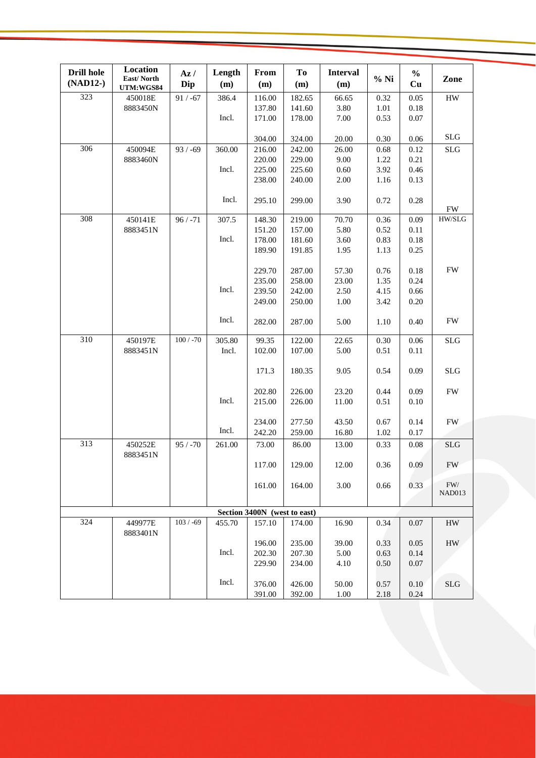| Drill hole (NAD12-) | Location East/ North UTM:WGS84 | Az / Dip | Length (m) | From (m) | To (m) | Interval (m) | % Ni | % Cu | Zone |
|---|---|---|---|---|---|---|---|---|---|
| 323 | 450018E 8883450N | 91 / -67 | 386.4 | 116.00 | 182.65 | 66.65 | 0.32 | 0.05 | HW |
| | | | | 137.80 | 141.60 | 3.80 | 1.01 | 0.18 | |
| | | | Incl. | 171.00 | 178.00 | 7.00 | 0.53 | 0.07 | |
| | | | | 304.00 | 324.00 | 20.00 | 0.30 | 0.06 | SLG |
| 306 | 450094E 8883460N | 93 / -69 | 360.00 | 216.00 | 242.00 | 26.00 | 0.68 | 0.12 | SLG |
| | | | | 220.00 | 229.00 | 9.00 | 1.22 | 0.21 | |
| | | | Incl. | 225.00 | 225.60 | 0.60 | 3.92 | 0.46 | |
| | | | | 238.00 | 240.00 | 2.00 | 1.16 | 0.13 | |
| | | | Incl. | 295.10 | 299.00 | 3.90 | 0.72 | 0.28 | FW |
| 308 | 450141E 8883451N | 96 / -71 | 307.5 | 148.30 | 219.00 | 70.70 | 0.36 | 0.09 | HW/SLG |
| | | | | 151.20 | 157.00 | 5.80 | 0.52 | 0.11 | |
| | | | Incl. | 178.00 | 181.60 | 3.60 | 0.83 | 0.18 | |
| | | | | 189.90 | 191.85 | 1.95 | 1.13 | 0.25 | |
| | | | | 229.70 | 287.00 | 57.30 | 0.76 | 0.18 | FW |
| | | | | 235.00 | 258.00 | 23.00 | 1.35 | 0.24 | |
| | | | Incl. | 239.50 | 242.00 | 2.50 | 4.15 | 0.66 | |
| | | | | 249.00 | 250.00 | 1.00 | 3.42 | 0.20 | |
| | | | Incl. | 282.00 | 287.00 | 5.00 | 1.10 | 0.40 | FW |
| 310 | 450197E 8883451N | 100 / -70 | 305.80 | 99.35 | 122.00 | 22.65 | 0.30 | 0.06 | SLG |
| | | | Incl. | 102.00 | 107.00 | 5.00 | 0.51 | 0.11 | |
| | | | | 171.3 | 180.35 | 9.05 | 0.54 | 0.09 | SLG |
| | | | | 202.80 | 226.00 | 23.20 | 0.44 | 0.09 | FW |
| | | | Incl. | 215.00 | 226.00 | 11.00 | 0.51 | 0.10 | |
| | | | | 234.00 | 277.50 | 43.50 | 0.67 | 0.14 | FW |
| | | | Incl. | 242.20 | 259.00 | 16.80 | 1.02 | 0.17 | |
| 313 | 450252E 8883451N | 95 / -70 | 261.00 | 73.00 | 86.00 | 13.00 | 0.33 | 0.08 | SLG |
| | | | | 117.00 | 129.00 | 12.00 | 0.36 | 0.09 | FW |
| | | | | 161.00 | 164.00 | 3.00 | 0.66 | 0.33 | FW/ NAD013 |
| **Section 3400N (west to east)** | | | | | | | | | |
| 324 | 449977E 8883401N | 103 / -69 | 455.70 | 157.10 | 174.00 | 16.90 | 0.34 | 0.07 | HW |
| | | | | 196.00 | 235.00 | 39.00 | 0.33 | 0.05 | HW |
| | | | Incl. | 202.30 | 207.30 | 5.00 | 0.63 | 0.14 | |
| | | | | 229.90 | 234.00 | 4.10 | 0.50 | 0.07 | |
| | | | Incl. | 376.00 | 426.00 | 50.00 | 0.57 | 0.10 | SLG |
| | | | | 391.00 | 392.00 | 1.00 | 2.18 | 0.24 | |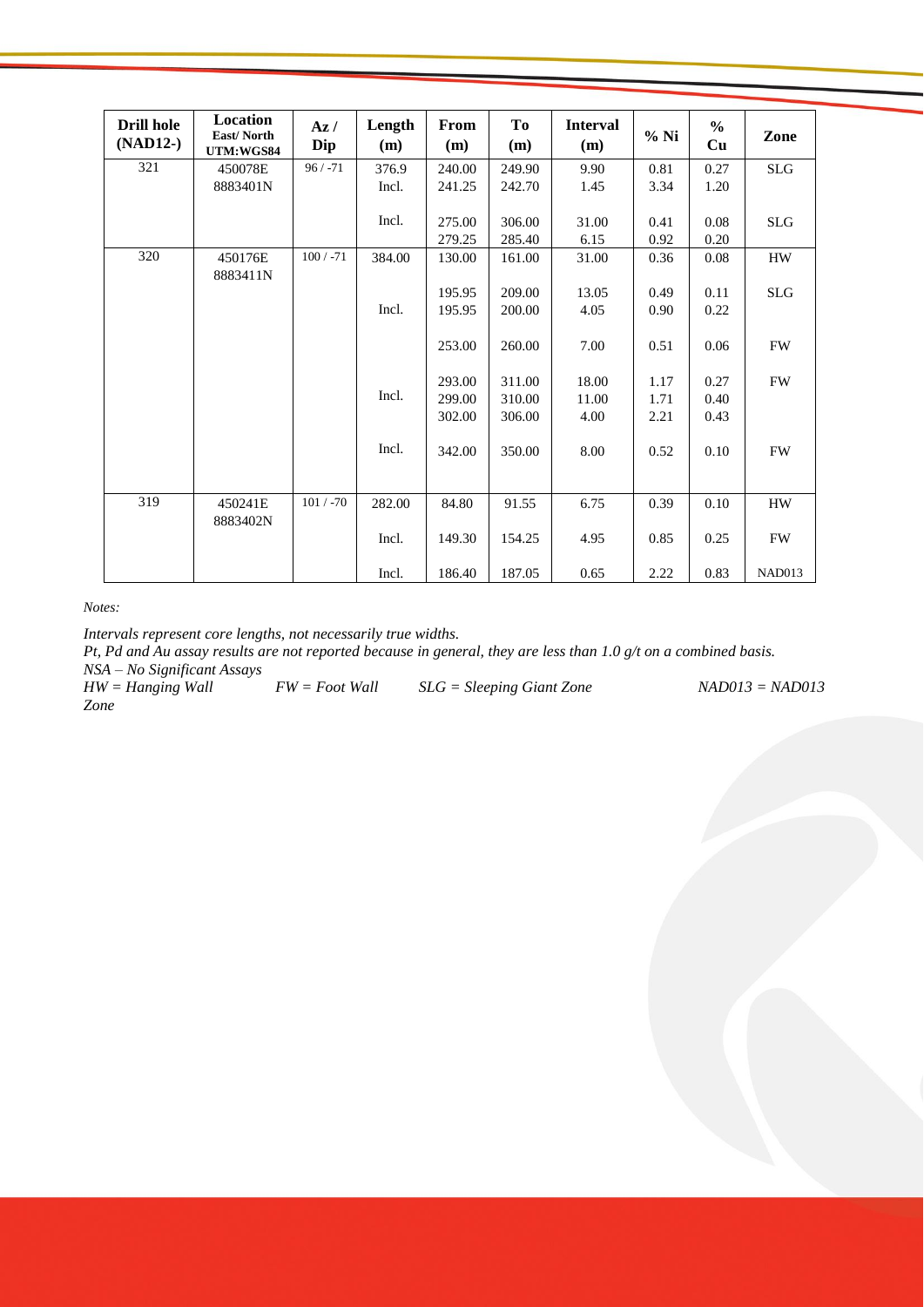| Drill hole (NAD12-) | Location East/ North UTM:WGS84 | Az / Dip | Length (m) | From (m) | To (m) | Interval (m) | % Ni | % Cu | Zone |
|---|---|---|---|---|---|---|---|---|---|
| 321 | 450078E 8883401N | 96 / -71 | 376.9 | 240.00 | 249.90 | 9.90 | 0.81 | 0.27 | SLG |
| | | | Incl. | 241.25 | 242.70 | 1.45 | 3.34 | 1.20 | |
| | | | Incl. | 275.00 | 306.00 | 31.00 | 0.41 | 0.08 | SLG |
| | | | | 279.25 | 285.40 | 6.15 | 0.92 | 0.20 | |
| 320 | 450176E 8883411N | 100 / -71 | 384.00 | 130.00 | 161.00 | 31.00 | 0.36 | 0.08 | HW |
| | | | | 195.95 | 209.00 | 13.05 | 0.49 | 0.11 | SLG |
| | | | Incl. | 195.95 | 200.00 | 4.05 | 0.90 | 0.22 | |
| | | | | 253.00 | 260.00 | 7.00 | 0.51 | 0.06 | FW |
| | | | | 293.00 | 311.00 | 18.00 | 1.17 | 0.27 | FW |
| | | | Incl. | 299.00 | 310.00 | 11.00 | 1.71 | 0.40 | |
| | | | | 302.00 | 306.00 | 4.00 | 2.21 | 0.43 | |
| | | | Incl. | 342.00 | 350.00 | 8.00 | 0.52 | 0.10 | FW |
| 319 | 450241E 8883402N | 101 / -70 | 282.00 | 84.80 | 91.55 | 6.75 | 0.39 | 0.10 | HW |
| | | | Incl. | 149.30 | 154.25 | 4.95 | 0.85 | 0.25 | FW |
| | | | Incl. | 186.40 | 187.05 | 0.65 | 2.22 | 0.83 | NAD013 |

*Notes:*

*Intervals represent core lengths, not necessarily true widths.*
*Pt, Pd and Au assay results are not reported because in general, they are less than 1.0 g/t on a combined basis.*
*NSA – No Significant Assays*
*HW = Hanging Wall FW = Foot Wall SLG = Sleeping Giant Zone NAD013 = NAD013 Zone*